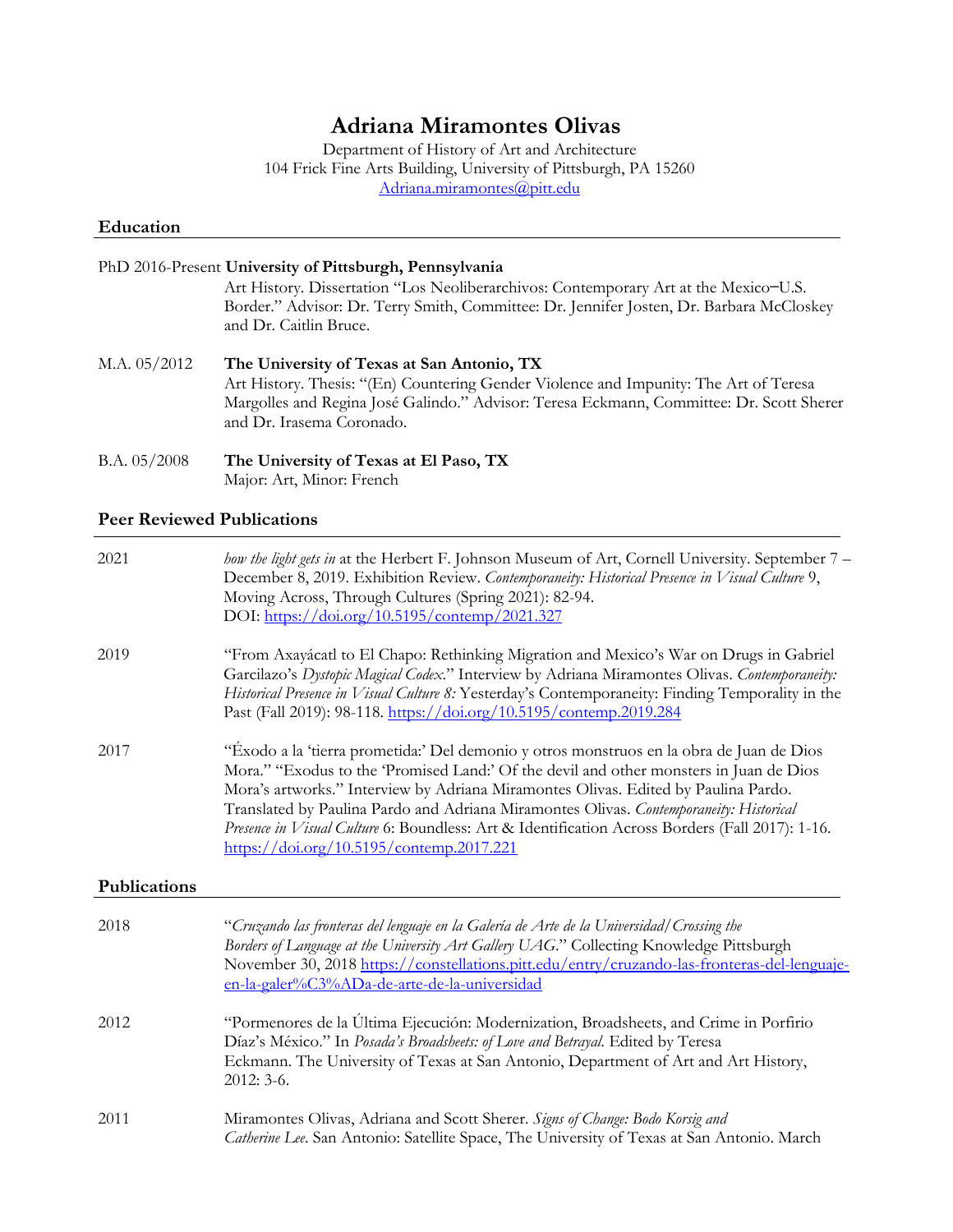# Adriana Miramontes Olivas

Department of History of Art and Architecture
104 Frick Fine Arts Building, University of Pittsburgh, PA 15260
Adriana.miramontes@pitt.edu

## Education

PhD 2016-Present **University of Pittsburgh, Pennsylvania**
Art History. Dissertation "Los Neoliberarchivos: Contemporary Art at the Mexico–U.S. Border." Advisor: Dr. Terry Smith, Committee: Dr. Jennifer Josten, Dr. Barbara McCloskey and Dr. Caitlin Bruce.

M.A. 05/2012 **The University of Texas at San Antonio, TX**
Art History. Thesis: "(En) Countering Gender Violence and Impunity: The Art of Teresa Margolles and Regina José Galindo." Advisor: Teresa Eckmann, Committee: Dr. Scott Sherer and Dr. Irasema Coronado.

B.A. 05/2008 **The University of Texas at El Paso, TX**
Major: Art, Minor: French

## Peer Reviewed Publications

2021 *how the light gets in* at the Herbert F. Johnson Museum of Art, Cornell University. September 7 – December 8, 2019. Exhibition Review. *Contemporaneity: Historical Presence in Visual Culture* 9, Moving Across, Through Cultures (Spring 2021): 82-94.
DOI: https://doi.org/10.5195/contemp/2021.327

2019 "From Axayácatl to El Chapo: Rethinking Migration and Mexico's War on Drugs in Gabriel Garcilazo's *Dystopic Magical Codex*." Interview by Adriana Miramontes Olivas. *Contemporaneity: Historical Presence in Visual Culture 8:* Yesterday's Contemporaneity: Finding Temporality in the Past (Fall 2019): 98-118. https://doi.org/10.5195/contemp.2019.284

2017 "Éxodo a la 'tierra prometida:' Del demonio y otros monstruos en la obra de Juan de Dios Mora." "Exodus to the 'Promised Land:' Of the devil and other monsters in Juan de Dios Mora's artworks." Interview by Adriana Miramontes Olivas. Edited by Paulina Pardo. Translated by Paulina Pardo and Adriana Miramontes Olivas. *Contemporaneity: Historical Presence in Visual Culture* 6: Boundless: Art & Identification Across Borders (Fall 2017): 1-16. https://doi.org/10.5195/contemp.2017.221

## Publications

2018 "*Cruzando las fronteras del lenguaje en la Galería de Arte de la Universidad/Crossing the Borders of Language at the University Art Gallery UAG*." Collecting Knowledge Pittsburgh November 30, 2018 https://constellations.pitt.edu/entry/cruzando-las-fronteras-del-lenguaje-en-la-galer%C3%ADa-de-arte-de-la-universidad

2012 "Pormenores de la Última Ejecución: Modernization, Broadsheets, and Crime in Porfirio Díaz's México." In *Posada's Broadsheets: of Love and Betrayal.* Edited by Teresa Eckmann. The University of Texas at San Antonio, Department of Art and Art History, 2012: 3-6.

2011 Miramontes Olivas, Adriana and Scott Sherer. *Signs of Change: Bodo Korsig and Catherine Lee*. San Antonio: Satellite Space, The University of Texas at San Antonio. March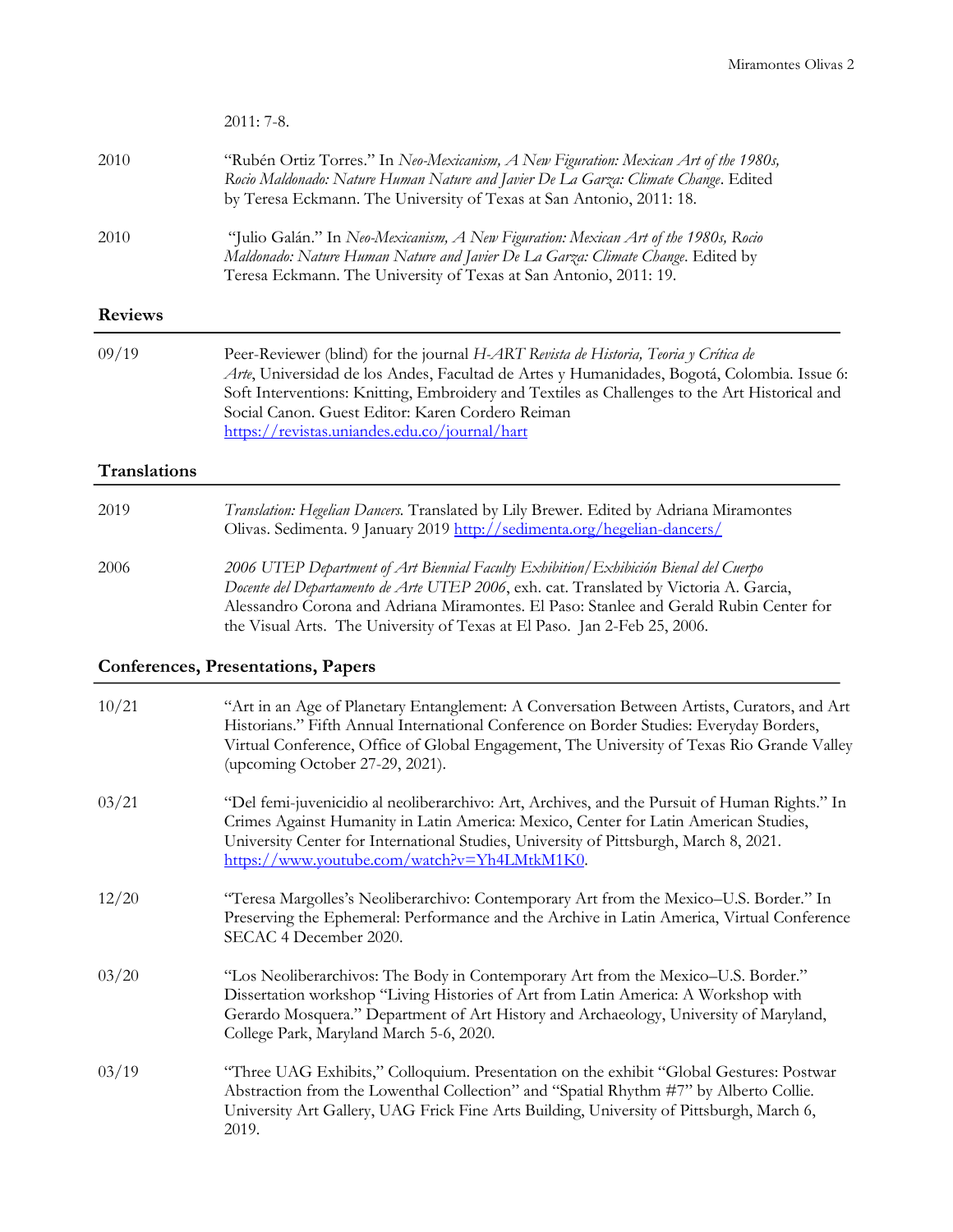2011: 7-8.

2010 "Rubén Ortiz Torres." In *Neo-Mexicanism, A New Figuration: Mexican Art of the 1980s, Rocio Maldonado: Nature Human Nature and Javier De La Garza: Climate Change*. Edited by Teresa Eckmann. The University of Texas at San Antonio, 2011: 18.

2010 "Julio Galán." In *Neo-Mexicanism, A New Figuration: Mexican Art of the 1980s, Rocio Maldonado: Nature Human Nature and Javier De La Garza: Climate Change*. Edited by Teresa Eckmann. The University of Texas at San Antonio, 2011: 19.

## Reviews

09/19 Peer-Reviewer (blind) for the journal *H-ART Revista de Historia, Teoria y Crítica de Arte*, Universidad de los Andes, Facultad de Artes y Humanidades, Bogotá, Colombia. Issue 6: Soft Interventions: Knitting, Embroidery and Textiles as Challenges to the Art Historical and Social Canon. Guest Editor: Karen Cordero Reiman https://revistas.uniandes.edu.co/journal/hart

## Translations

2019 *Translation: Hegelian Dancers.* Translated by Lily Brewer. Edited by Adriana Miramontes Olivas. Sedimenta. 9 January 2019 http://sedimenta.org/hegelian-dancers/

2006 *2006 UTEP Department of Art Biennial Faculty Exhibition/Exhibición Bienal del Cuerpo Docente del Departamento de Arte UTEP 2006*, exh. cat. Translated by Victoria A. Garcia, Alessandro Corona and Adriana Miramontes. El Paso: Stanlee and Gerald Rubin Center for the Visual Arts. The University of Texas at El Paso. Jan 2-Feb 25, 2006.

## Conferences, Presentations, Papers

10/21 "Art in an Age of Planetary Entanglement: A Conversation Between Artists, Curators, and Art Historians." Fifth Annual International Conference on Border Studies: Everyday Borders, Virtual Conference, Office of Global Engagement, The University of Texas Rio Grande Valley (upcoming October 27-29, 2021).

03/21 "Del femi-juvenicidio al neoliberarchivo: Art, Archives, and the Pursuit of Human Rights." In Crimes Against Humanity in Latin America: Mexico, Center for Latin American Studies, University Center for International Studies, University of Pittsburgh, March 8, 2021. https://www.youtube.com/watch?v=Yh4LMtkM1K0.

12/20 "Teresa Margolles's Neoliberarchivo: Contemporary Art from the Mexico–U.S. Border." In Preserving the Ephemeral: Performance and the Archive in Latin America, Virtual Conference SECAC 4 December 2020.

03/20 "Los Neoliberarchivos: The Body in Contemporary Art from the Mexico–U.S. Border." Dissertation workshop "Living Histories of Art from Latin America: A Workshop with Gerardo Mosquera." Department of Art History and Archaeology, University of Maryland, College Park, Maryland March 5-6, 2020.

03/19 "Three UAG Exhibits," Colloquium. Presentation on the exhibit "Global Gestures: Postwar Abstraction from the Lowenthal Collection" and "Spatial Rhythm #7" by Alberto Collie. University Art Gallery, UAG Frick Fine Arts Building, University of Pittsburgh, March 6, 2019.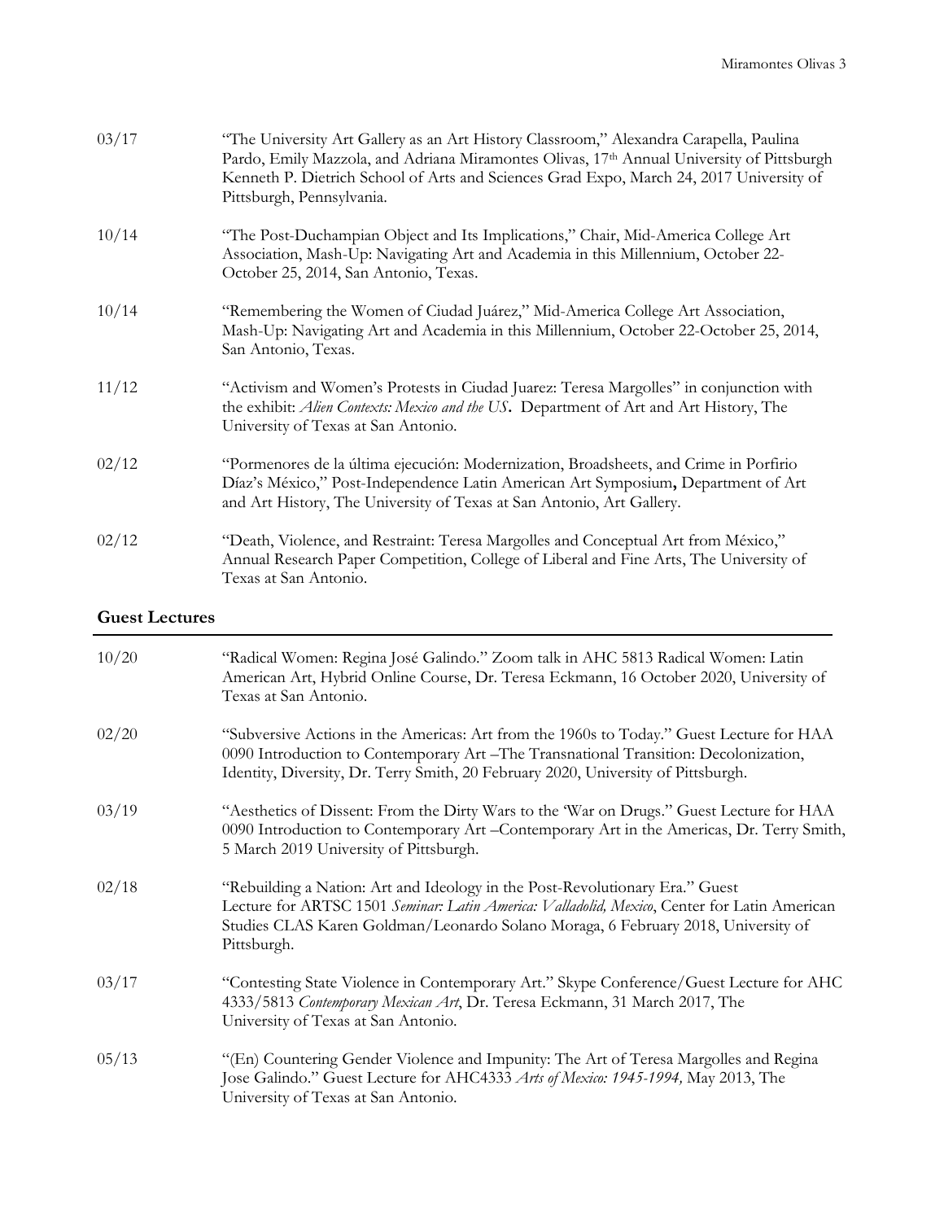03/17 "The University Art Gallery as an Art History Classroom," Alexandra Carapella, Paulina Pardo, Emily Mazzola, and Adriana Miramontes Olivas, 17th Annual University of Pittsburgh Kenneth P. Dietrich School of Arts and Sciences Grad Expo, March 24, 2017 University of Pittsburgh, Pennsylvania.

10/14 "The Post-Duchampian Object and Its Implications," Chair, Mid-America College Art Association, Mash-Up: Navigating Art and Academia in this Millennium, October 22-October 25, 2014, San Antonio, Texas.

10/14 "Remembering the Women of Ciudad Juárez," Mid-America College Art Association, Mash-Up: Navigating Art and Academia in this Millennium, October 22-October 25, 2014, San Antonio, Texas.

11/12 "Activism and Women's Protests in Ciudad Juarez: Teresa Margolles" in conjunction with the exhibit: *Alien Contexts: Mexico and the US*. Department of Art and Art History, The University of Texas at San Antonio.

02/12 "Pormenores de la última ejecución: Modernization, Broadsheets, and Crime in Porfirio Díaz's México," Post-Independence Latin American Art Symposium**,** Department of Art and Art History, The University of Texas at San Antonio, Art Gallery.

02/12 "Death, Violence, and Restraint: Teresa Margolles and Conceptual Art from México," Annual Research Paper Competition, College of Liberal and Fine Arts, The University of Texas at San Antonio.

## Guest Lectures

10/20 "Radical Women: Regina José Galindo." Zoom talk in AHC 5813 Radical Women: Latin American Art, Hybrid Online Course, Dr. Teresa Eckmann, 16 October 2020, University of Texas at San Antonio.

02/20 "Subversive Actions in the Americas: Art from the 1960s to Today." Guest Lecture for HAA 0090 Introduction to Contemporary Art –The Transnational Transition: Decolonization, Identity, Diversity, Dr. Terry Smith, 20 February 2020, University of Pittsburgh.

03/19 "Aesthetics of Dissent: From the Dirty Wars to the 'War on Drugs." Guest Lecture for HAA 0090 Introduction to Contemporary Art –Contemporary Art in the Americas, Dr. Terry Smith, 5 March 2019 University of Pittsburgh.

02/18 "Rebuilding a Nation: Art and Ideology in the Post-Revolutionary Era." Guest Lecture for ARTSC 1501 *Seminar: Latin America: Valladolid, Mexico*, Center for Latin American Studies CLAS Karen Goldman/Leonardo Solano Moraga, 6 February 2018, University of Pittsburgh.

03/17 "Contesting State Violence in Contemporary Art." Skype Conference/Guest Lecture for AHC 4333/5813 *Contemporary Mexican Art*, Dr. Teresa Eckmann, 31 March 2017, The University of Texas at San Antonio.

05/13 "(En) Countering Gender Violence and Impunity: The Art of Teresa Margolles and Regina Jose Galindo." Guest Lecture for AHC4333 *Arts of Mexico: 1945-1994,* May 2013, The University of Texas at San Antonio.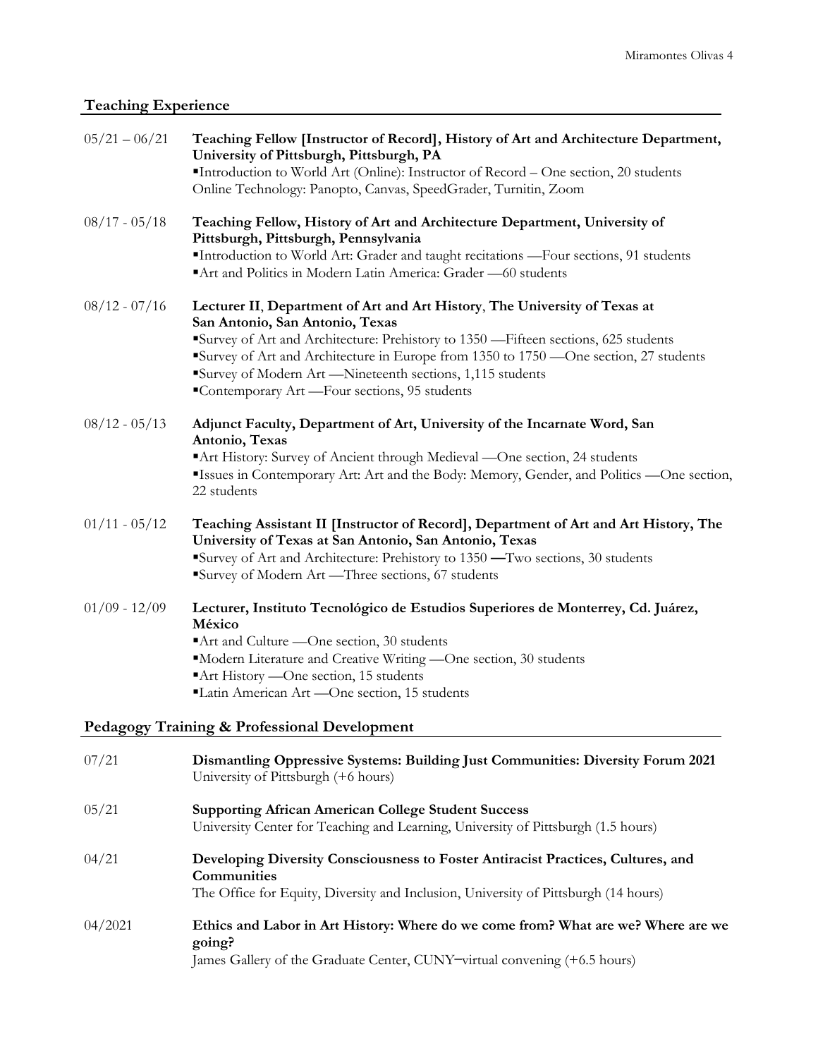## Teaching Experience

**05/21 – 06/21** **Teaching Fellow [Instructor of Record], History of Art and Architecture Department, University of Pittsburgh, Pittsburgh, PA**

- Introduction to World Art (Online): Instructor of Record – One section, 20 students

Online Technology: Panopto, Canvas, SpeedGrader, Turnitin, Zoom

**08/17 - 05/18** **Teaching Fellow, History of Art and Architecture Department, University of Pittsburgh, Pittsburgh, Pennsylvania**

- Introduction to World Art: Grader and taught recitations —Four sections, 91 students
- Art and Politics in Modern Latin America: Grader —60 students

**08/12 - 07/16** **Lecturer II, Department of Art and Art History, The University of Texas at San Antonio, San Antonio, Texas**

- Survey of Art and Architecture: Prehistory to 1350 —Fifteen sections, 625 students
- Survey of Art and Architecture in Europe from 1350 to 1750 —One section, 27 students
- Survey of Modern Art —Nineteenth sections, 1,115 students
- Contemporary Art —Four sections, 95 students

**08/12 - 05/13** **Adjunct Faculty, Department of Art, University of the Incarnate Word, San Antonio, Texas**

- Art History: Survey of Ancient through Medieval —One section, 24 students
- Issues in Contemporary Art: Art and the Body: Memory, Gender, and Politics —One section, 22 students

**01/11 - 05/12** **Teaching Assistant II [Instructor of Record], Department of Art and Art History, The University of Texas at San Antonio, San Antonio, Texas**

- Survey of Art and Architecture: Prehistory to 1350 **—**Two sections, 30 students
- Survey of Modern Art —Three sections, 67 students

**01/09 - 12/09** **Lecturer, Instituto Tecnológico de Estudios Superiores de Monterrey, Cd. Juárez, México**

- Art and Culture —One section, 30 students
- Modern Literature and Creative Writing —One section, 30 students
- Art History —One section, 15 students
- Latin American Art —One section, 15 students

## Pedagogy Training & Professional Development

**07/21** **Dismantling Oppressive Systems: Building Just Communities: Diversity Forum 2021**
University of Pittsburgh (+6 hours)

**05/21** **Supporting African American College Student Success**
University Center for Teaching and Learning, University of Pittsburgh (1.5 hours)

**04/21** **Developing Diversity Consciousness to Foster Antiracist Practices, Cultures, and Communities**
The Office for Equity, Diversity and Inclusion, University of Pittsburgh (14 hours)

**04/2021** **Ethics and Labor in Art History: Where do we come from? What are we? Where are we going?**
James Gallery of the Graduate Center, CUNY–virtual convening (+6.5 hours)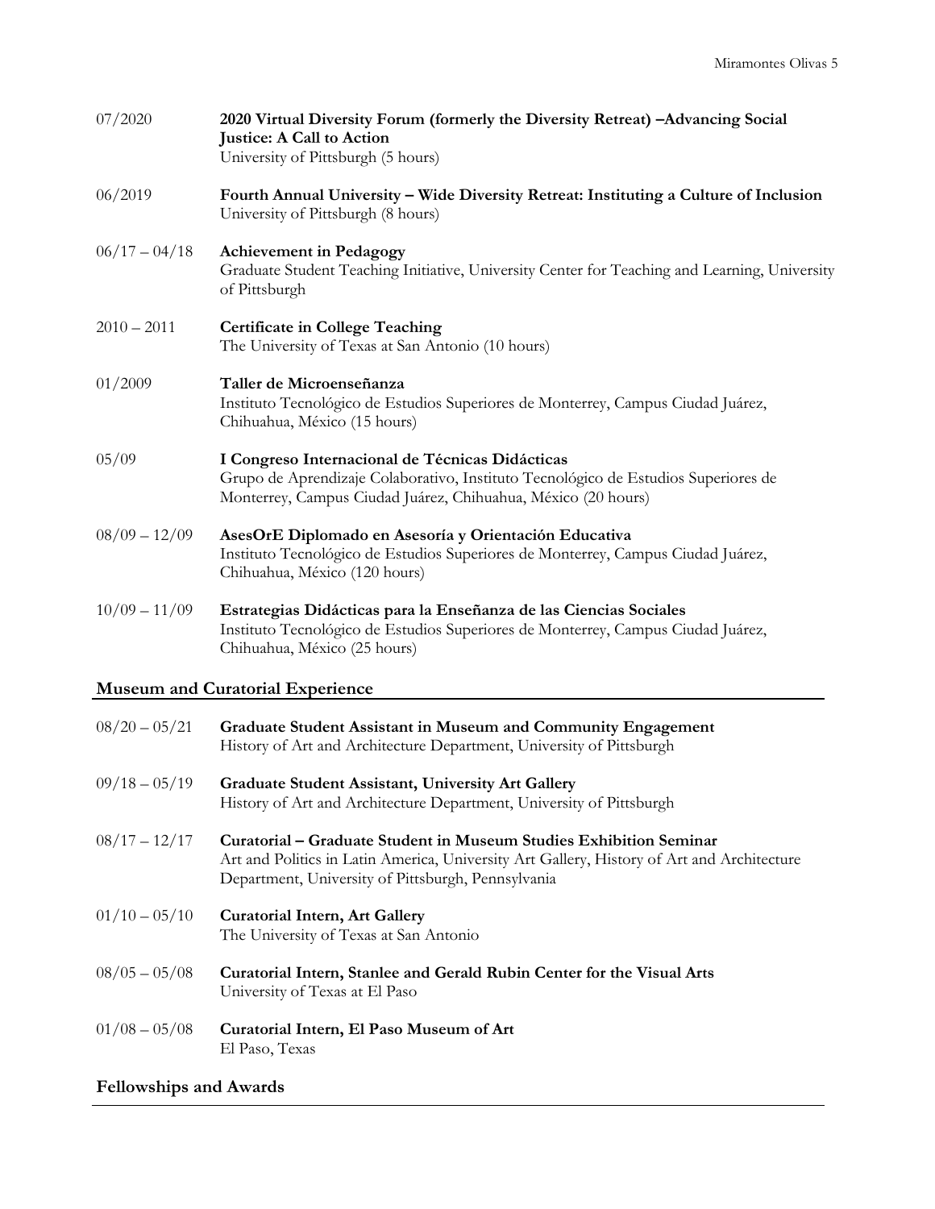07/2020 **2020 Virtual Diversity Forum (formerly the Diversity Retreat) –Advancing Social Justice: A Call to Action**
University of Pittsburgh (5 hours)

06/2019 **Fourth Annual University – Wide Diversity Retreat: Instituting a Culture of Inclusion**
University of Pittsburgh (8 hours)

06/17 – 04/18 **Achievement in Pedagogy**
Graduate Student Teaching Initiative, University Center for Teaching and Learning, University of Pittsburgh

2010 – 2011 **Certificate in College Teaching**
The University of Texas at San Antonio (10 hours)

01/2009 **Taller de Microenseñanza**
Instituto Tecnológico de Estudios Superiores de Monterrey, Campus Ciudad Juárez, Chihuahua, México (15 hours)

05/09 **I Congreso Internacional de Técnicas Didácticas**
Grupo de Aprendizaje Colaborativo, Instituto Tecnológico de Estudios Superiores de Monterrey, Campus Ciudad Juárez, Chihuahua, México (20 hours)

08/09 – 12/09 **AsesOrE Diplomado en Asesoría y Orientación Educativa**
Instituto Tecnológico de Estudios Superiores de Monterrey, Campus Ciudad Juárez, Chihuahua, México (120 hours)

10/09 – 11/09 **Estrategias Didácticas para la Enseñanza de las Ciencias Sociales**
Instituto Tecnológico de Estudios Superiores de Monterrey, Campus Ciudad Juárez, Chihuahua, México (25 hours)

## Museum and Curatorial Experience

08/20 – 05/21 **Graduate Student Assistant in Museum and Community Engagement**
History of Art and Architecture Department, University of Pittsburgh

09/18 – 05/19 **Graduate Student Assistant, University Art Gallery**
History of Art and Architecture Department, University of Pittsburgh

08/17 – 12/17 **Curatorial – Graduate Student in Museum Studies Exhibition Seminar**
Art and Politics in Latin America, University Art Gallery, History of Art and Architecture Department, University of Pittsburgh, Pennsylvania

01/10 – 05/10 **Curatorial Intern, Art Gallery**
The University of Texas at San Antonio

08/05 – 05/08 **Curatorial Intern, Stanlee and Gerald Rubin Center for the Visual Arts**
University of Texas at El Paso

01/08 – 05/08 **Curatorial Intern, El Paso Museum of Art**
El Paso, Texas

## Fellowships and Awards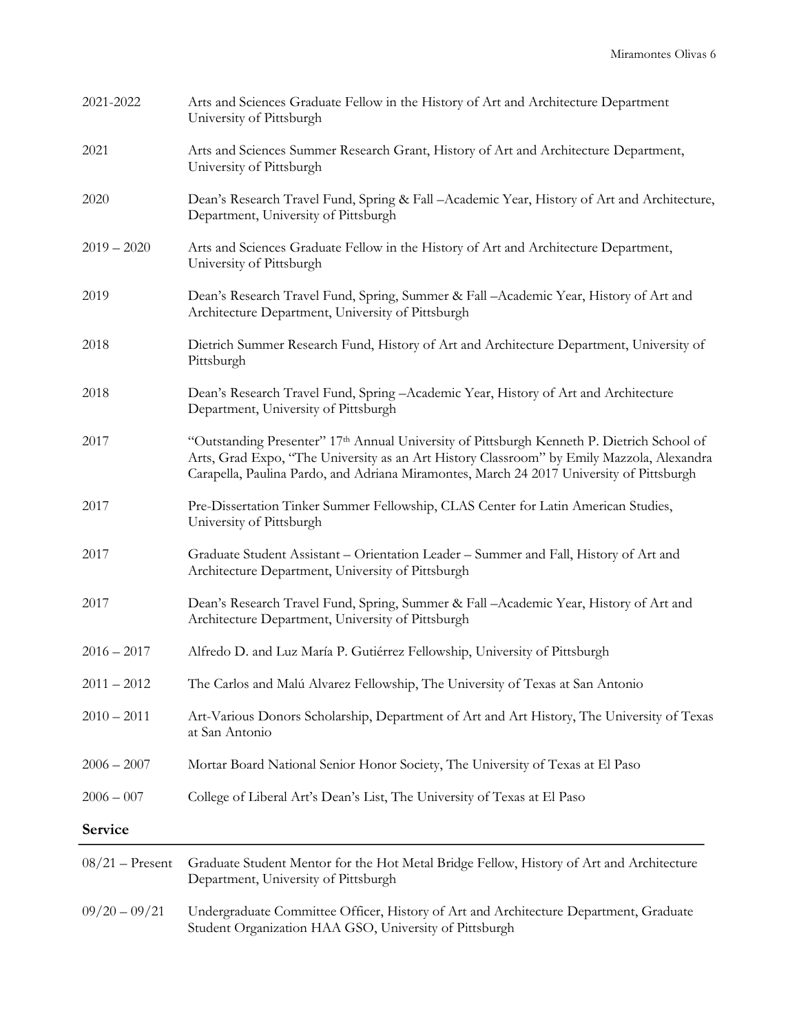2021-2022 Arts and Sciences Graduate Fellow in the History of Art and Architecture Department University of Pittsburgh

2021 Arts and Sciences Summer Research Grant, History of Art and Architecture Department, University of Pittsburgh

2020 Dean's Research Travel Fund, Spring & Fall –Academic Year, History of Art and Architecture, Department, University of Pittsburgh

2019 – 2020 Arts and Sciences Graduate Fellow in the History of Art and Architecture Department, University of Pittsburgh

2019 Dean's Research Travel Fund, Spring, Summer & Fall –Academic Year, History of Art and Architecture Department, University of Pittsburgh

2018 Dietrich Summer Research Fund, History of Art and Architecture Department, University of Pittsburgh

2018 Dean's Research Travel Fund, Spring –Academic Year, History of Art and Architecture Department, University of Pittsburgh

2017 "Outstanding Presenter" 17th Annual University of Pittsburgh Kenneth P. Dietrich School of Arts, Grad Expo, "The University as an Art History Classroom" by Emily Mazzola, Alexandra Carapella, Paulina Pardo, and Adriana Miramontes, March 24 2017 University of Pittsburgh

2017 Pre-Dissertation Tinker Summer Fellowship, CLAS Center for Latin American Studies, University of Pittsburgh

2017 Graduate Student Assistant – Orientation Leader – Summer and Fall, History of Art and Architecture Department, University of Pittsburgh

2017 Dean's Research Travel Fund, Spring, Summer & Fall –Academic Year, History of Art and Architecture Department, University of Pittsburgh

2016 – 2017 Alfredo D. and Luz María P. Gutiérrez Fellowship, University of Pittsburgh

2011 – 2012 The Carlos and Malú Alvarez Fellowship, The University of Texas at San Antonio

2010 – 2011 Art-Various Donors Scholarship, Department of Art and Art History, The University of Texas at San Antonio

2006 – 2007 Mortar Board National Senior Honor Society, The University of Texas at El Paso

2006 – 007 College of Liberal Art's Dean's List, The University of Texas at El Paso

## Service

08/21 – Present Graduate Student Mentor for the Hot Metal Bridge Fellow, History of Art and Architecture Department, University of Pittsburgh

09/20 – 09/21 Undergraduate Committee Officer, History of Art and Architecture Department, Graduate Student Organization HAA GSO, University of Pittsburgh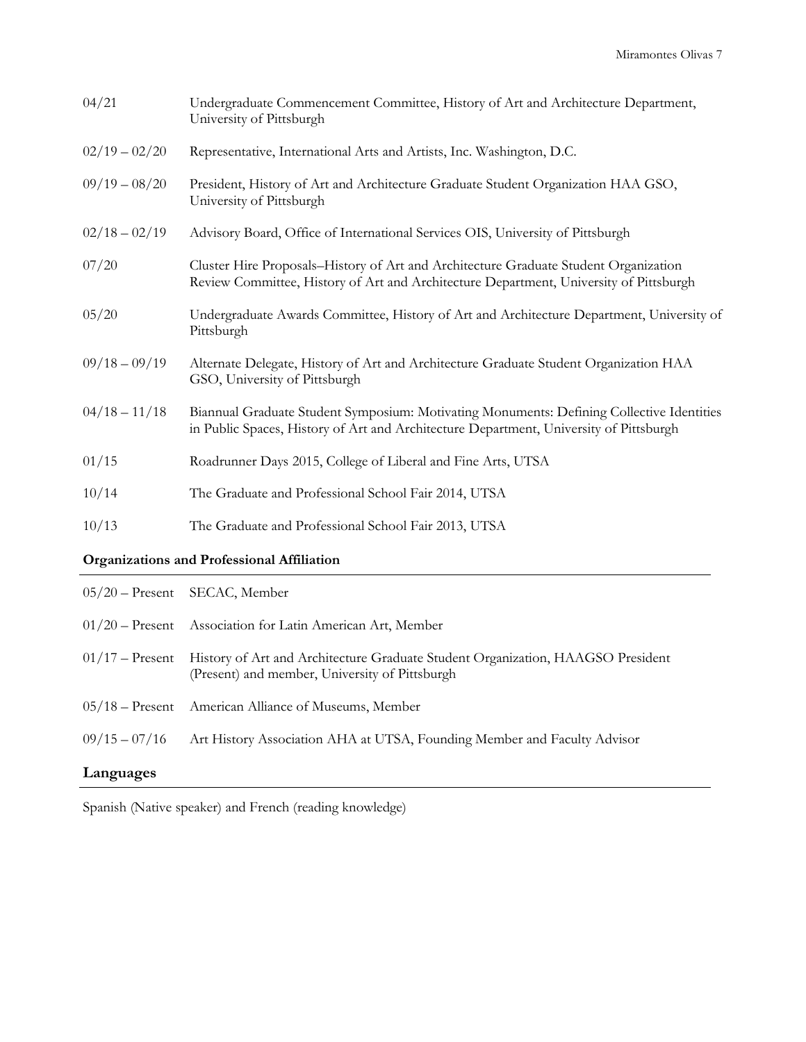| | |
|---|---|
| 04/21 | Undergraduate Commencement Committee, History of Art and Architecture Department, University of Pittsburgh |
| 02/19 – 02/20 | Representative, International Arts and Artists, Inc. Washington, D.C. |
| 09/19 – 08/20 | President, History of Art and Architecture Graduate Student Organization HAA GSO, University of Pittsburgh |
| 02/18 – 02/19 | Advisory Board, Office of International Services OIS, University of Pittsburgh |
| 07/20 | Cluster Hire Proposals–History of Art and Architecture Graduate Student Organization Review Committee, History of Art and Architecture Department, University of Pittsburgh |
| 05/20 | Undergraduate Awards Committee, History of Art and Architecture Department, University of Pittsburgh |
| 09/18 – 09/19 | Alternate Delegate, History of Art and Architecture Graduate Student Organization HAA GSO, University of Pittsburgh |
| 04/18 – 11/18 | Biannual Graduate Student Symposium: Motivating Monuments: Defining Collective Identities in Public Spaces, History of Art and Architecture Department, University of Pittsburgh |
| 01/15 | Roadrunner Days 2015, College of Liberal and Fine Arts, UTSA |
| 10/14 | The Graduate and Professional School Fair 2014, UTSA |
| 10/13 | The Graduate and Professional School Fair 2013, UTSA |

### Organizations and Professional Affiliation

| | |
|---|---|
| 05/20 – Present | SECAC, Member |
| 01/20 – Present | Association for Latin American Art, Member |
| 01/17 – Present | History of Art and Architecture Graduate Student Organization, HAAGSO President (Present) and member, University of Pittsburgh |
| 05/18 – Present | American Alliance of Museums, Member |
| 09/15 – 07/16 | Art History Association AHA at UTSA, Founding Member and Faculty Advisor |

## Languages

Spanish (Native speaker) and French (reading knowledge)